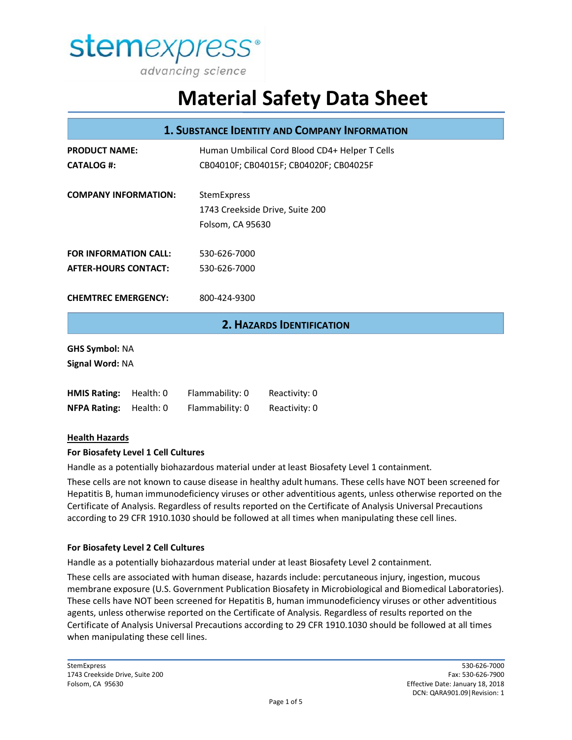stemexpress®
advancing science

# Material Safety Data Sheet

## 1. Substance Identity and Company Information

**PRODUCT NAME:** Human Umbilical Cord Blood CD4+ Helper T Cells
**CATALOG #:** CB04010F; CB04015F; CB04020F; CB04025F

**COMPANY INFORMATION:** StemExpress
1743 Creekside Drive, Suite 200
Folsom, CA 95630

**FOR INFORMATION CALL:** 530-626-7000
**AFTER-HOURS CONTACT:** 530-626-7000

**CHEMTREC EMERGENCY:** 800-424-9300

## 2. Hazards Identification

**GHS Symbol:** NA
**Signal Word:** NA

| | | | |
|---|---|---|---|
| **HMIS Rating:** | Health: 0 | Flammability: 0 | Reactivity: 0 |
| **NFPA Rating:** | Health: 0 | Flammability: 0 | Reactivity: 0 |

**Health Hazards**

**For Biosafety Level 1 Cell Cultures**

Handle as a potentially biohazardous material under at least Biosafety Level 1 containment.

These cells are not known to cause disease in healthy adult humans. These cells have NOT been screened for Hepatitis B, human immunodeficiency viruses or other adventitious agents, unless otherwise reported on the Certificate of Analysis. Regardless of results reported on the Certificate of Analysis Universal Precautions according to 29 CFR 1910.1030 should be followed at all times when manipulating these cell lines.

**For Biosafety Level 2 Cell Cultures**

Handle as a potentially biohazardous material under at least Biosafety Level 2 containment.

These cells are associated with human disease, hazards include: percutaneous injury, ingestion, mucous membrane exposure (U.S. Government Publication Biosafety in Microbiological and Biomedical Laboratories). These cells have NOT been screened for Hepatitis B, human immunodeficiency viruses or other adventitious agents, unless otherwise reported on the Certificate of Analysis. Regardless of results reported on the Certificate of Analysis Universal Precautions according to 29 CFR 1910.1030 should be followed at all times when manipulating these cell lines.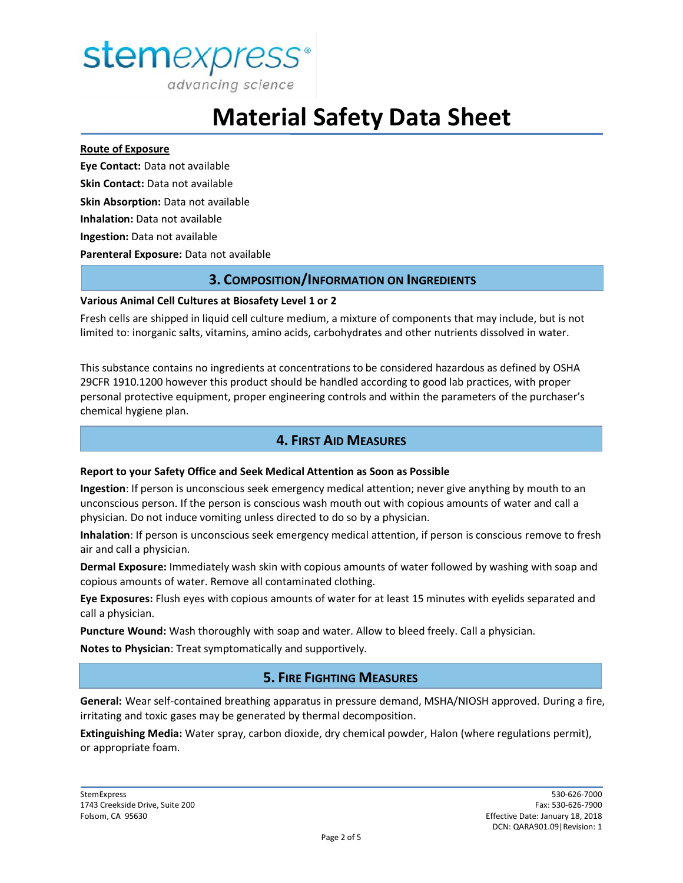**Route of Exposure**

**Eye Contact:** Data not available

**Skin Contact:** Data not available

**Skin Absorption:** Data not available

**Inhalation:** Data not available

**Ingestion:** Data not available

**Parenteral Exposure:** Data not available

## 3. Composition/Information on Ingredients

**Various Animal Cell Cultures at Biosafety Level 1 or 2**

Fresh cells are shipped in liquid cell culture medium, a mixture of components that may include, but is not limited to: inorganic salts, vitamins, amino acids, carbohydrates and other nutrients dissolved in water.

This substance contains no ingredients at concentrations to be considered hazardous as defined by OSHA 29CFR 1910.1200 however this product should be handled according to good lab practices, with proper personal protective equipment, proper engineering controls and within the parameters of the purchaser's chemical hygiene plan.

## 4. First Aid Measures

**Report to your Safety Office and Seek Medical Attention as Soon as Possible**

**Ingestion**: If person is unconscious seek emergency medical attention; never give anything by mouth to an unconscious person. If the person is conscious wash mouth out with copious amounts of water and call a physician. Do not induce vomiting unless directed to do so by a physician.

**Inhalation**: If person is unconscious seek emergency medical attention, if person is conscious remove to fresh air and call a physician.

**Dermal Exposure:** Immediately wash skin with copious amounts of water followed by washing with soap and copious amounts of water. Remove all contaminated clothing.

**Eye Exposures:** Flush eyes with copious amounts of water for at least 15 minutes with eyelids separated and call a physician.

**Puncture Wound:** Wash thoroughly with soap and water. Allow to bleed freely. Call a physician.

**Notes to Physician**: Treat symptomatically and supportively.

## 5. Fire Fighting Measures

**General:** Wear self-contained breathing apparatus in pressure demand, MSHA/NIOSH approved. During a fire, irritating and toxic gases may be generated by thermal decomposition.

**Extinguishing Media:** Water spray, carbon dioxide, dry chemical powder, Halon (where regulations permit), or appropriate foam.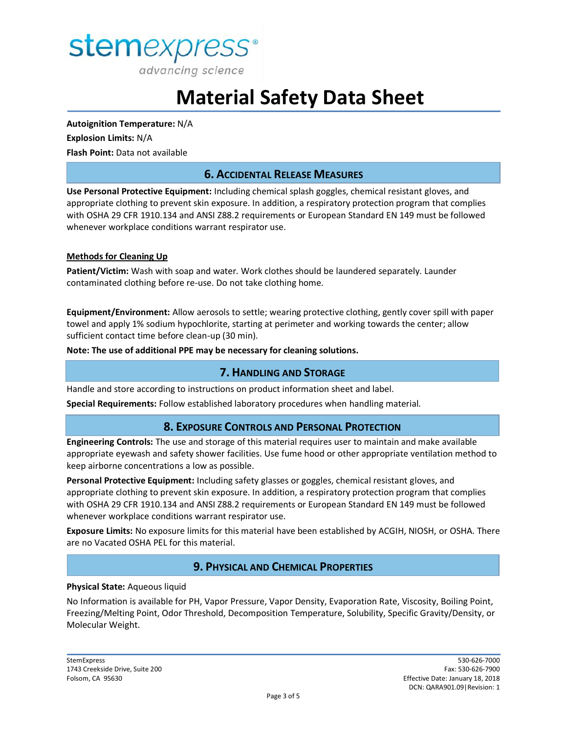**Autoignition Temperature:** N/A

**Explosion Limits:** N/A

**Flash Point:** Data not available

## 6. Accidental Release Measures

**Use Personal Protective Equipment:** Including chemical splash goggles, chemical resistant gloves, and appropriate clothing to prevent skin exposure. In addition, a respiratory protection program that complies with OSHA 29 CFR 1910.134 and ANSI Z88.2 requirements or European Standard EN 149 must be followed whenever workplace conditions warrant respirator use.

### Methods for Cleaning Up

**Patient/Victim:** Wash with soap and water. Work clothes should be laundered separately. Launder contaminated clothing before re-use. Do not take clothing home.

**Equipment/Environment:** Allow aerosols to settle; wearing protective clothing, gently cover spill with paper towel and apply 1% sodium hypochlorite, starting at perimeter and working towards the center; allow sufficient contact time before clean-up (30 min).

**Note: The use of additional PPE may be necessary for cleaning solutions.**

## 7. Handling and Storage

Handle and store according to instructions on product information sheet and label.

**Special Requirements:** Follow established laboratory procedures when handling material.

## 8. Exposure Controls and Personal Protection

**Engineering Controls:** The use and storage of this material requires user to maintain and make available appropriate eyewash and safety shower facilities. Use fume hood or other appropriate ventilation method to keep airborne concentrations a low as possible.

**Personal Protective Equipment:** Including safety glasses or goggles, chemical resistant gloves, and appropriate clothing to prevent skin exposure. In addition, a respiratory protection program that complies with OSHA 29 CFR 1910.134 and ANSI Z88.2 requirements or European Standard EN 149 must be followed whenever workplace conditions warrant respirator use.

**Exposure Limits:** No exposure limits for this material have been established by ACGIH, NIOSH, or OSHA. There are no Vacated OSHA PEL for this material.

## 9. Physical and Chemical Properties

**Physical State:** Aqueous liquid

No Information is available for PH, Vapor Pressure, Vapor Density, Evaporation Rate, Viscosity, Boiling Point, Freezing/Melting Point, Odor Threshold, Decomposition Temperature, Solubility, Specific Gravity/Density, or Molecular Weight.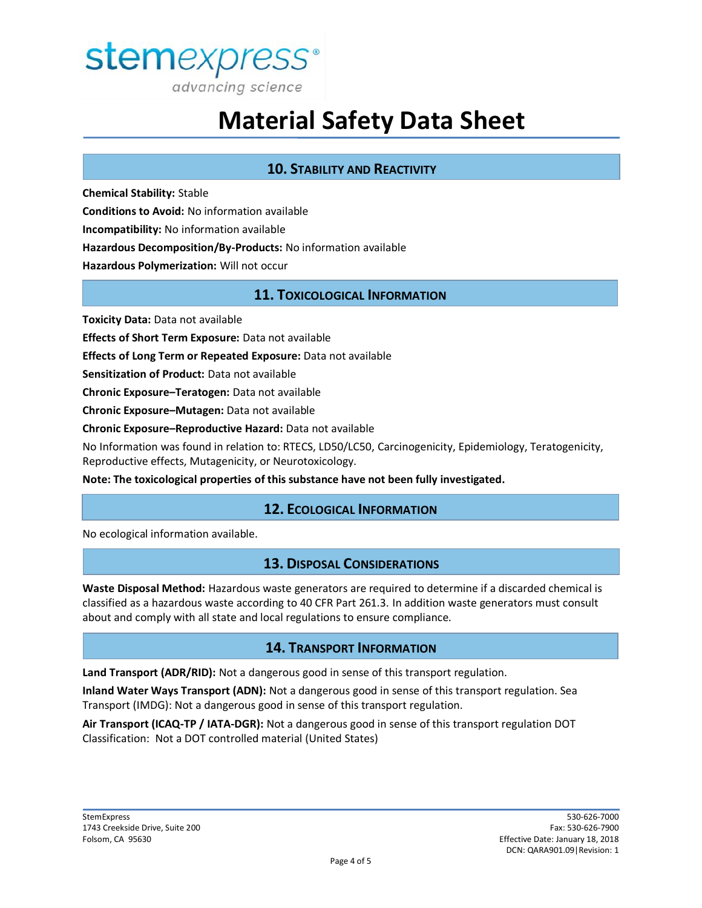## 10. Stability and Reactivity

**Chemical Stability:** Stable

**Conditions to Avoid:** No information available

**Incompatibility:** No information available

**Hazardous Decomposition/By-Products:** No information available

**Hazardous Polymerization:** Will not occur

## 11. Toxicological Information

**Toxicity Data:** Data not available

**Effects of Short Term Exposure:** Data not available

**Effects of Long Term or Repeated Exposure:** Data not available

**Sensitization of Product:** Data not available

**Chronic Exposure–Teratogen:** Data not available

**Chronic Exposure–Mutagen:** Data not available

**Chronic Exposure–Reproductive Hazard:** Data not available

No Information was found in relation to: RTECS, LD50/LC50, Carcinogenicity, Epidemiology, Teratogenicity, Reproductive effects, Mutagenicity, or Neurotoxicology.

**Note: The toxicological properties of this substance have not been fully investigated.**

## 12. Ecological Information

No ecological information available.

## 13. Disposal Considerations

**Waste Disposal Method:** Hazardous waste generators are required to determine if a discarded chemical is classified as a hazardous waste according to 40 CFR Part 261.3. In addition waste generators must consult about and comply with all state and local regulations to ensure compliance.

## 14. Transport Information

**Land Transport (ADR/RID):** Not a dangerous good in sense of this transport regulation.

**Inland Water Ways Transport (ADN):** Not a dangerous good in sense of this transport regulation. Sea Transport (IMDG): Not a dangerous good in sense of this transport regulation.

**Air Transport (ICAQ-TP / IATA-DGR):** Not a dangerous good in sense of this transport regulation DOT Classification: Not a DOT controlled material (United States)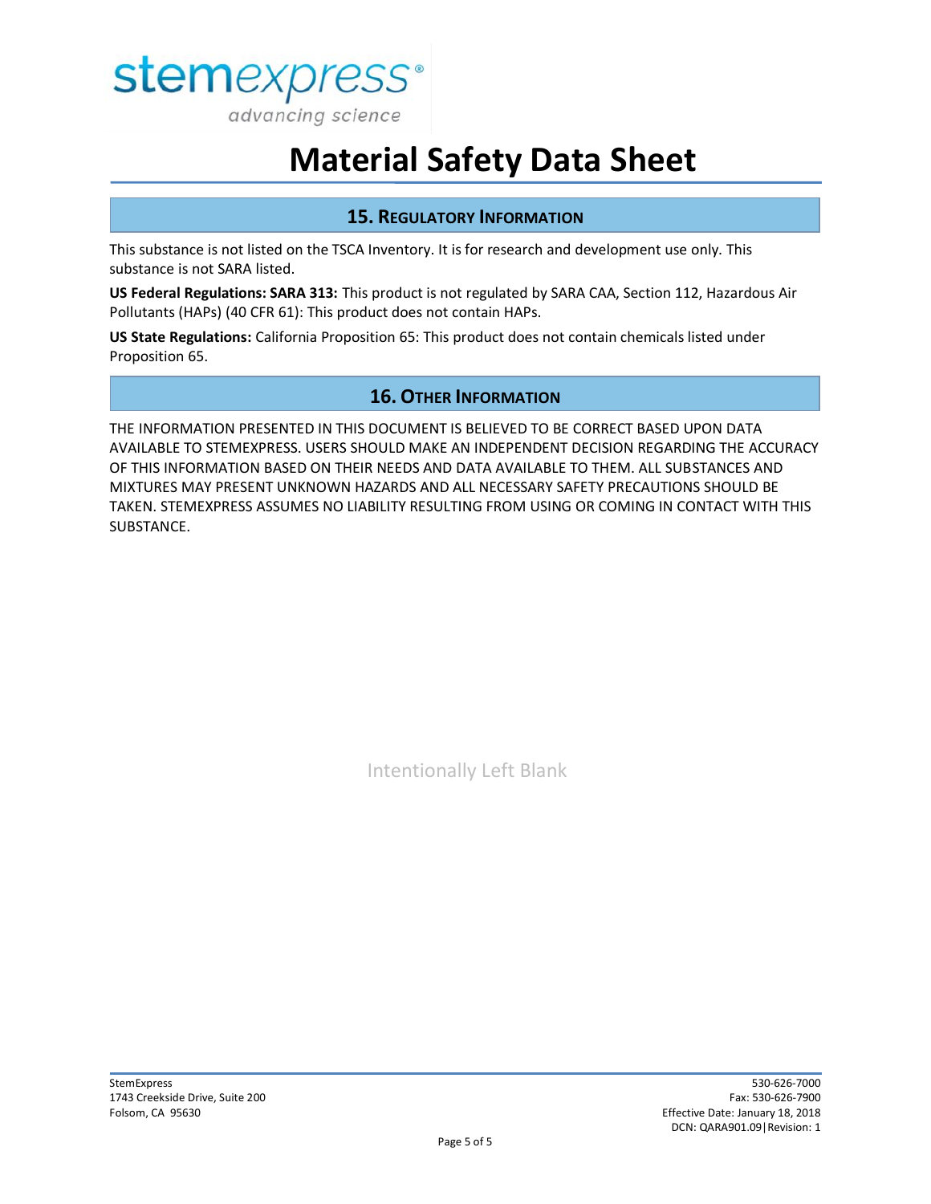# Material Safety Data Sheet

## 15. Regulatory Information

This substance is not listed on the TSCA Inventory. It is for research and development use only. This substance is not SARA listed.

**US Federal Regulations: SARA 313:** This product is not regulated by SARA CAA, Section 112, Hazardous Air Pollutants (HAPs) (40 CFR 61): This product does not contain HAPs.

**US State Regulations:** California Proposition 65: This product does not contain chemicals listed under Proposition 65.

## 16. Other Information

THE INFORMATION PRESENTED IN THIS DOCUMENT IS BELIEVED TO BE CORRECT BASED UPON DATA AVAILABLE TO STEMEXPRESS. USERS SHOULD MAKE AN INDEPENDENT DECISION REGARDING THE ACCURACY OF THIS INFORMATION BASED ON THEIR NEEDS AND DATA AVAILABLE TO THEM. ALL SUBSTANCES AND MIXTURES MAY PRESENT UNKNOWN HAZARDS AND ALL NECESSARY SAFETY PRECAUTIONS SHOULD BE TAKEN. STEMEXPRESS ASSUMES NO LIABILITY RESULTING FROM USING OR COMING IN CONTACT WITH THIS SUBSTANCE.

Intentionally Left Blank